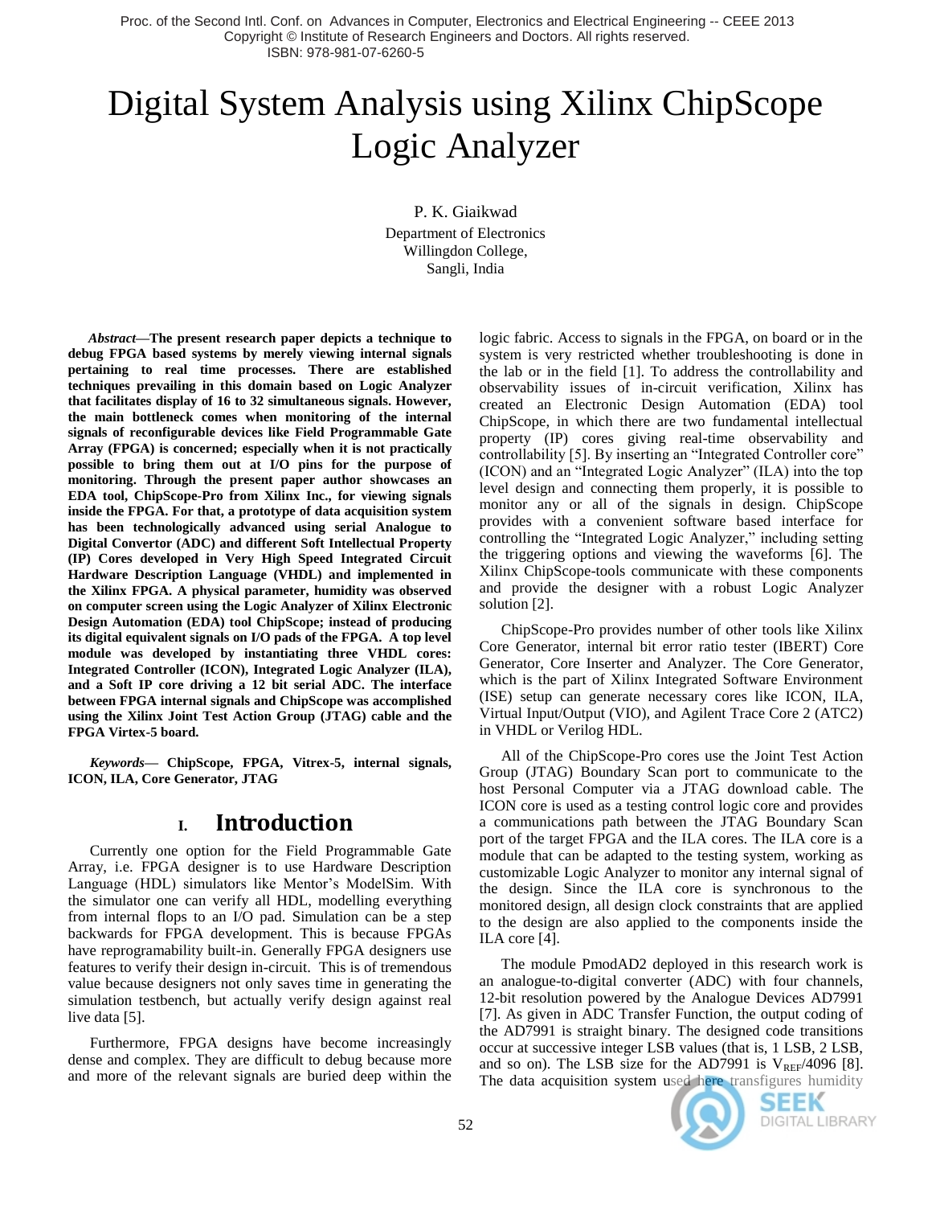# Digital System Analysis using Xilinx ChipScope Logic Analyzer

P. K. Giaikwad
Department of Electronics
Willingdon College,
Sangli, India

***Abstract*—The present research paper depicts a technique to debug FPGA based systems by merely viewing internal signals pertaining to real time processes. There are established techniques prevailing in this domain based on Logic Analyzer that facilitates display of 16 to 32 simultaneous signals. However, the main bottleneck comes when monitoring of the internal signals of reconfigurable devices like Field Programmable Gate Array (FPGA) is concerned; especially when it is not practically possible to bring them out at I/O pins for the purpose of monitoring. Through the present paper author showcases an EDA tool, ChipScope-Pro from Xilinx Inc., for viewing signals inside the FPGA. For that, a prototype of data acquisition system has been technologically advanced using serial Analogue to Digital Convertor (ADC) and different Soft Intellectual Property (IP) Cores developed in Very High Speed Integrated Circuit Hardware Description Language (VHDL) and implemented in the Xilinx FPGA. A physical parameter, humidity was observed on computer screen using the Logic Analyzer of Xilinx Electronic Design Automation (EDA) tool ChipScope; instead of producing its digital equivalent signals on I/O pads of the FPGA. A top level module was developed by instantiating three VHDL cores: Integrated Controller (ICON), Integrated Logic Analyzer (ILA), and a Soft IP core driving a 12 bit serial ADC. The interface between FPGA internal signals and ChipScope was accomplished using the Xilinx Joint Test Action Group (JTAG) cable and the FPGA Virtex-5 board.**

***Keywords*— ChipScope, FPGA, Vitrex-5, internal signals, ICON, ILA, Core Generator, JTAG**

## I. Introduction

Currently one option for the Field Programmable Gate Array, i.e. FPGA designer is to use Hardware Description Language (HDL) simulators like Mentor's ModelSim. With the simulator one can verify all HDL, modelling everything from internal flops to an I/O pad. Simulation can be a step backwards for FPGA development. This is because FPGAs have reprogramability built-in. Generally FPGA designers use features to verify their design in-circuit. This is of tremendous value because designers not only saves time in generating the simulation testbench, but actually verify design against real live data [5].

Furthermore, FPGA designs have become increasingly dense and complex. They are difficult to debug because more and more of the relevant signals are buried deep within the logic fabric. Access to signals in the FPGA, on board or in the system is very restricted whether troubleshooting is done in the lab or in the field [1]. To address the controllability and observability issues of in-circuit verification, Xilinx has created an Electronic Design Automation (EDA) tool ChipScope, in which there are two fundamental intellectual property (IP) cores giving real-time observability and controllability [5]. By inserting an "Integrated Controller core" (ICON) and an "Integrated Logic Analyzer" (ILA) into the top level design and connecting them properly, it is possible to monitor any or all of the signals in design. ChipScope provides with a convenient software based interface for controlling the "Integrated Logic Analyzer," including setting the triggering options and viewing the waveforms [6]. The Xilinx ChipScope-tools communicate with these components and provide the designer with a robust Logic Analyzer solution [2].

ChipScope-Pro provides number of other tools like Xilinx Core Generator, internal bit error ratio tester (IBERT) Core Generator, Core Inserter and Analyzer. The Core Generator, which is the part of Xilinx Integrated Software Environment (ISE) setup can generate necessary cores like ICON, ILA, Virtual Input/Output (VIO), and Agilent Trace Core 2 (ATC2) in VHDL or Verilog HDL.

All of the ChipScope-Pro cores use the Joint Test Action Group (JTAG) Boundary Scan port to communicate to the host Personal Computer via a JTAG download cable. The ICON core is used as a testing control logic core and provides a communications path between the JTAG Boundary Scan port of the target FPGA and the ILA cores. The ILA core is a module that can be adapted to the testing system, working as customizable Logic Analyzer to monitor any internal signal of the design. Since the ILA core is synchronous to the monitored design, all design clock constraints that are applied to the design are also applied to the components inside the ILA core [4].

The module PmodAD2 deployed in this research work is an analogue-to-digital converter (ADC) with four channels, 12-bit resolution powered by the Analogue Devices AD7991 [7]. As given in ADC Transfer Function, the output coding of the AD7991 is straight binary. The designed code transitions occur at successive integer LSB values (that is, 1 LSB, 2 LSB, and so on). The LSB size for the AD7991 is $V_{REF}/4096$ [8]. The data acquisition system used here transfigures humidity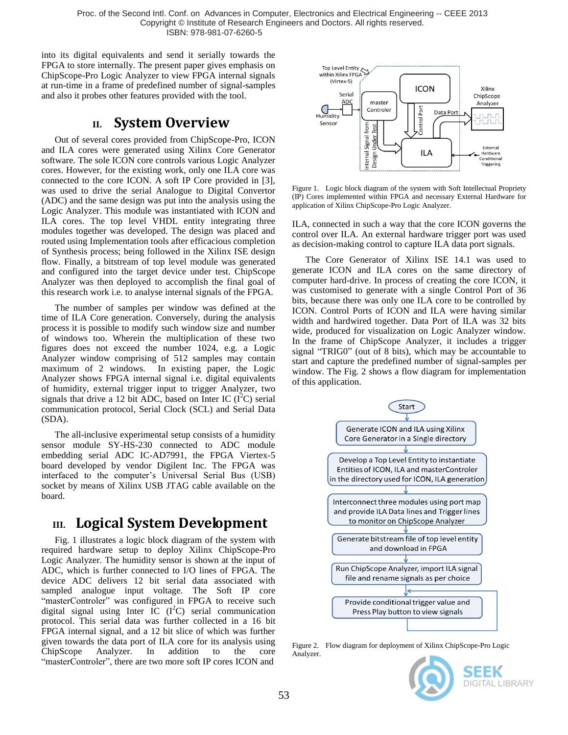into its digital equivalents and send it serially towards the FPGA to store internally. The present paper gives emphasis on ChipScope-Pro Logic Analyzer to view FPGA internal signals at run-time in a frame of predefined number of signal-samples and also it probes other features provided with the tool.

## II. System Overview

Out of several cores provided from ChipScope-Pro, ICON and ILA cores were generated using Xilinx Core Generator software. The sole ICON core controls various Logic Analyzer cores. However, for the existing work, only one ILA core was connected to the core ICON. A soft IP Core provided in [3], was used to drive the serial Analogue to Digital Convertor (ADC) and the same design was put into the analysis using the Logic Analyzer. This module was instantiated with ICON and ILA cores. The top level VHDL entity integrating three modules together was developed. The design was placed and routed using Implementation tools after efficacious completion of Synthesis process; being followed in the Xilinx ISE design flow. Finally, a bitstream of top level module was generated and configured into the target device under test. ChipScope Analyzer was then deployed to accomplish the final goal of this research work i.e. to analyse internal signals of the FPGA.

The number of samples per window was defined at the time of ILA Core generation. Conversely, during the analysis process it is possible to modify such window size and number of windows too. Wherein the multiplication of these two figures does not exceed the number 1024, e.g. a Logic Analyzer window comprising of 512 samples may contain maximum of 2 windows. In existing paper, the Logic Analyzer shows FPGA internal signal i.e. digital equivalents of humidity, external trigger input to trigger Analyzer, two signals that drive a 12 bit ADC, based on Inter IC ($I^2C$) serial communication protocol, Serial Clock (SCL) and Serial Data (SDA).

The all-inclusive experimental setup consists of a humidity sensor module SY-HS-230 connected to ADC module embedding serial ADC IC-AD7991, the FPGA Viertex-5 board developed by vendor Digilent Inc. The FPGA was interfaced to the computer's Universal Serial Bus (USB) socket by means of Xilinx USB JTAG cable available on the board.

## III. Logical System Development

Fig. 1 illustrates a logic block diagram of the system with required hardware setup to deploy Xilinx ChipScope-Pro Logic Analyzer. The humidity sensor is shown at the input of ADC, which is further connected to I/O lines of FPGA. The device ADC delivers 12 bit serial data associated with sampled analogue input voltage. The Soft IP core "masterControler" was configured in FPGA to receive such digital signal using Inter IC ($I^2C$) serial communication protocol. This serial data was further collected in a 16 bit FPGA internal signal, and a 12 bit slice of which was further given towards the data port of ILA core for its analysis using ChipScope Analyzer. In addition to the core "masterControler", there are two more soft IP cores ICON and ILA, connected in such a way that the core ICON governs the control over ILA. An external hardware trigger port was used as decision-making control to capture ILA data port signals.

Figure 1. Logic block diagram of the system with Soft Intellectual Propriety (IP) Cores implemented within FPGA and necessary External Hardware for application of Xilinx ChipScope-Pro Logic Analyzer.

The Core Generator of Xilinx ISE 14.1 was used to generate ICON and ILA cores on the same directory of computer hard-drive. In process of creating the core ICON, it was customised to generate with a single Control Port of 36 bits, because there was only one ILA core to be controlled by ICON. Control Ports of ICON and ILA were having similar width and hardwired together. Data Port of ILA was 32 bits wide, produced for visualization on Logic Analyzer window. In the frame of ChipScope Analyzer, it includes a trigger signal "TRIG0" (out of 8 bits), which may be accountable to start and capture the predefined number of signal-samples per window. The Fig. 2 shows a flow diagram for implementation of this application.

Figure 2. Flow diagram for deployment of Xilinx ChipScope-Pro Logic Analyzer.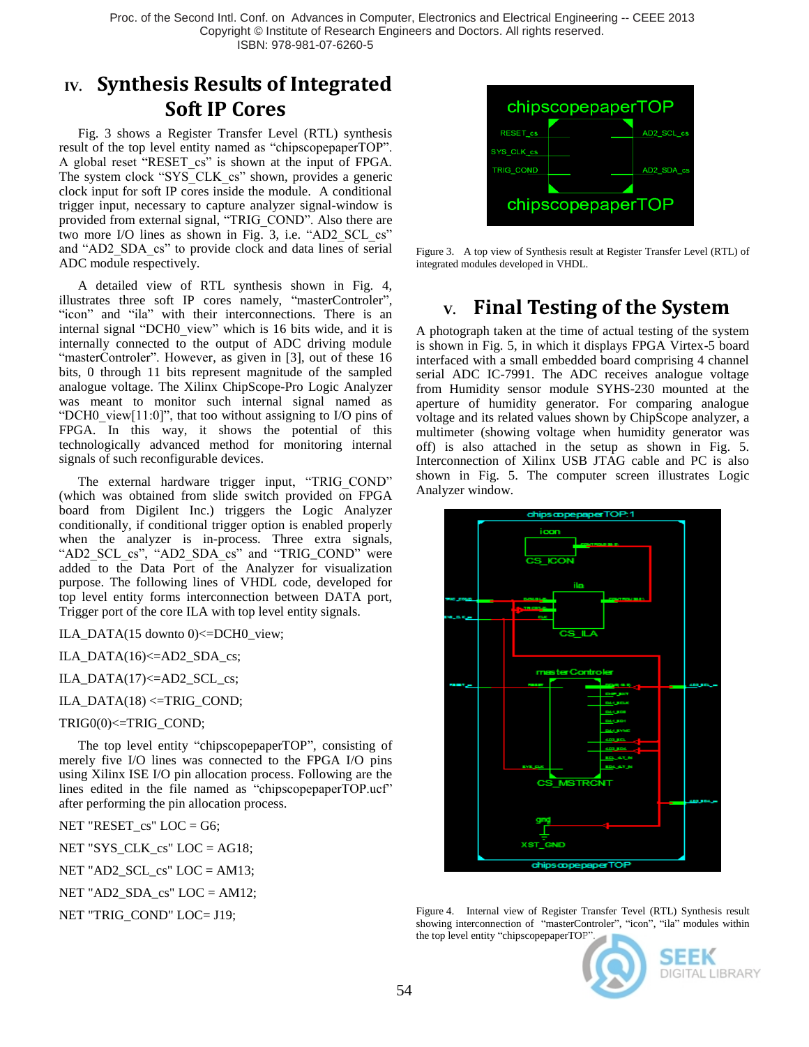## IV. Synthesis Results of Integrated Soft IP Cores

Fig. 3 shows a Register Transfer Level (RTL) synthesis result of the top level entity named as "chipscopepaperTOP". A global reset "RESET_cs" is shown at the input of FPGA. The system clock "SYS_CLK_cs" shown, provides a generic clock input for soft IP cores inside the module. A conditional trigger input, necessary to capture analyzer signal-window is provided from external signal, "TRIG_COND". Also there are two more I/O lines as shown in Fig. 3, i.e. "AD2_SCL_cs" and "AD2_SDA_cs" to provide clock and data lines of serial ADC module respectively.

A detailed view of RTL synthesis shown in Fig. 4, illustrates three soft IP cores namely, "masterControler", "icon" and "ila" with their interconnections. There is an internal signal "DCH0_view" which is 16 bits wide, and it is internally connected to the output of ADC driving module "masterControler". However, as given in [3], out of these 16 bits, 0 through 11 bits represent magnitude of the sampled analogue voltage. The Xilinx ChipScope-Pro Logic Analyzer was meant to monitor such internal signal named as "DCH0_view[11:0]", that too without assigning to I/O pins of FPGA. In this way, it shows the potential of this technologically advanced method for monitoring internal signals of such reconfigurable devices.

The external hardware trigger input, "TRIG_COND" (which was obtained from slide switch provided on FPGA board from Digilent Inc.) triggers the Logic Analyzer conditionally, if conditional trigger option is enabled properly when the analyzer is in-process. Three extra signals, "AD2_SCL_cs", "AD2_SDA_cs" and "TRIG_COND" were added to the Data Port of the Analyzer for visualization purpose. The following lines of VHDL code, developed for top level entity forms interconnection between DATA port, Trigger port of the core ILA with top level entity signals.

```
ILA_DATA(15 downto 0)<=DCH0_view;

ILA_DATA(16)<=AD2_SDA_cs;

ILA_DATA(17)<=AD2_SCL_cs;

ILA_DATA(18) <=TRIG_COND;

TRIG0(0)<=TRIG_COND;
```

The top level entity "chipscopepaperTOP", consisting of merely five I/O lines was connected to the FPGA I/O pins using Xilinx ISE I/O pin allocation process. Following are the lines edited in the file named as "chipscopepaperTOP.ucf" after performing the pin allocation process.

```
NET "RESET_cs" LOC = G6;

NET "SYS_CLK_cs" LOC = AG18;

NET "AD2_SCL_cs" LOC = AM13;

NET "AD2_SDA_cs" LOC = AM12;

NET "TRIG_COND" LOC= J19;
```

Figure 3. A top view of Synthesis result at Register Transfer Level (RTL) of integrated modules developed in VHDL.

## V. Final Testing of the System

A photograph taken at the time of actual testing of the system is shown in Fig. 5, in which it displays FPGA Virtex-5 board interfaced with a small embedded board comprising 4 channel serial ADC IC-7991. The ADC receives analogue voltage from Humidity sensor module SYHS-230 mounted at the aperture of humidity generator. For comparing analogue voltage and its related values shown by ChipScope analyzer, a multimeter (showing voltage when humidity generator was off) is also attached in the setup as shown in Fig. 5. Interconnection of Xilinx USB JTAG cable and PC is also shown in Fig. 5. The computer screen illustrates Logic Analyzer window.

Figure 4. Internal view of Register Transfer Tevel (RTL) Synthesis result showing interconnection of "masterControler", "icon", "ila" modules within the top level entity "chipscopepaperTOP".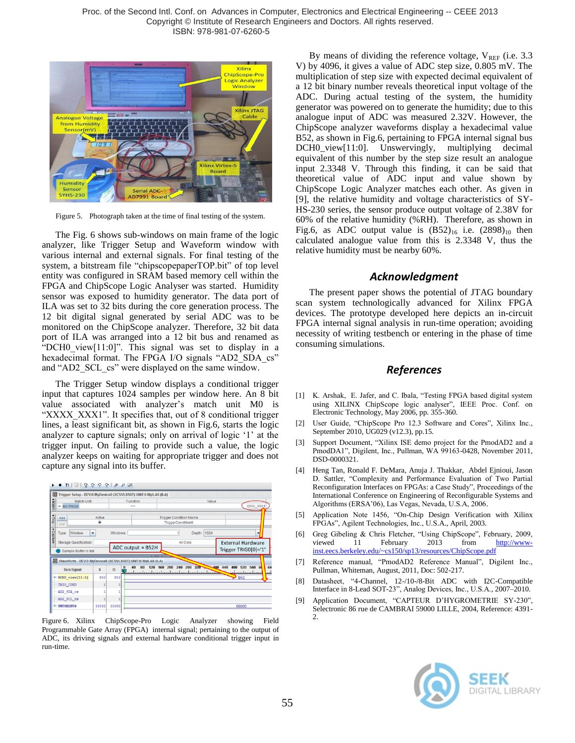Figure 5. Photograph taken at the time of final testing of the system.

The Fig. 6 shows sub-windows on main frame of the logic analyzer, like Trigger Setup and Waveform window with various internal and external signals. For final testing of the system, a bitstream file "chipscopepaperTOP.bit" of top level entity was configured in SRAM based memory cell within the FPGA and ChipScope Logic Analyser was started. Humidity sensor was exposed to humidity generator. The data port of ILA was set to 32 bits during the core generation process. The 12 bit digital signal generated by serial ADC was to be monitored on the ChipScope analyzer. Therefore, 32 bit data port of ILA was arranged into a 12 bit bus and renamed as "DCH0_view[11:0]". This signal was set to display in a hexadecimal format. The FPGA I/O signals "AD2_SDA_cs" and "AD2_SCL_cs" were displayed on the same window.

The Trigger Setup window displays a conditional trigger input that captures 1024 samples per window here. An 8 bit value associated with analyzer's match unit M0 is "XXXX_XXX1". It specifies that, out of 8 conditional trigger lines, a least significant bit, as shown in Fig.6, starts the logic analyzer to capture signals; only on arrival of logic '1' at the trigger input. On failing to provide such a value, the logic analyzer keeps on waiting for appropriate trigger and does not capture any signal into its buffer.

Figure 6. Xilinx ChipScope-Pro Logic Analyzer showing Field Programmable Gate Array (FPGA) internal signal; pertaining to the output of ADC, its driving signals and external hardware conditional trigger input in run-time.

By means of dividing the reference voltage, $V_{REF}$ (i.e. 3.3 V) by 4096, it gives a value of ADC step size, 0.805 mV. The multiplication of step size with expected decimal equivalent of a 12 bit binary number reveals theoretical input voltage of the ADC. During actual testing of the system, the humidity generator was powered on to generate the humidity; due to this analogue input of ADC was measured 2.32V. However, the ChipScope analyzer waveforms display a hexadecimal value B52, as shown in Fig.6, pertaining to FPGA internal signal bus DCH0_view[11:0]. Unswervingly, multiplying decimal equivalent of this number by the step size result an analogue input 2.3348 V. Through this finding, it can be said that theoretical value of ADC input and value shown by ChipScope Logic Analyzer matches each other. As given in [9], the relative humidity and voltage characteristics of SY-HS-230 series, the sensor produce output voltage of 2.38V for 60% of the relative humidity (%RH). Therefore, as shown in Fig.6, as ADC output value is $(B52)_{16}$ i.e. $(2898)_{10}$ then calculated analogue value from this is 2.3348 V, thus the relative humidity must be nearby 60%.

## Acknowledgment

The present paper shows the potential of JTAG boundary scan system technologically advanced for Xilinx FPGA devices. The prototype developed here depicts an in-circuit FPGA internal signal analysis in run-time operation; avoiding necessity of writing testbench or entering in the phase of time consuming simulations.

## References

[1] K. Arshak, E. Jafer, and C. Ibala, "Testing FPGA based digital system using XILINX ChipScope logic analyser", IEEE Proc. Conf. on Electronic Technology, May 2006, pp. 355-360.

[2] User Guide, "ChipScope Pro 12.3 Software and Cores", Xilinx Inc., September 2010, UG029 (v12.3), pp.15.

[3] Support Document, "Xilinx ISE demo project for the PmodAD2 and a PmodDA1", Digilent, Inc., Pullman, WA 99163-0428, November 2011, DSD-0000321.

[4] Heng Tan, Ronald F. DeMara, Anuja J. Thakkar, Abdel Ejnioui, Jason D. Sattler, "Complexity and Performance Evaluation of Two Partial Reconfiguration Interfaces on FPGAs: a Case Study", Proceedings of the International Conference on Engineering of Reconfigurable Systems and Algorithms (ERSA'06), Las Vegas, Nevada, U.S.A, 2006.

[5] Application Note 1456, "On-Chip Design Verification with Xilinx FPGAs", Agilent Technologies, Inc., U.S.A., April, 2003.

[6] Greg Gibeling & Chris Fletcher, "Using ChipScope", February, 2009, viewed 11 February 2013 from http://www-inst.eecs.berkeley.edu/~cs150/sp13/resources/ChipScope.pdf

[7] Reference manual, "PmodAD2 Reference Manual", Digilent Inc., Pullman, Whiteman, August, 2011, Doc: 502-217.

[8] Datasheet, "4-Channel, 12-/10-/8-Bit ADC with I2C-Compatible Interface in 8-Lead SOT-23", Analog Devices, Inc., U.S.A., 2007–2010.

[9] Application Document, "CAPTEUR D'HYGROMETRIE SY-230", Selectronic 86 rue de CAMBRAI 59000 LILLE, 2004, Reference: 4391-2.